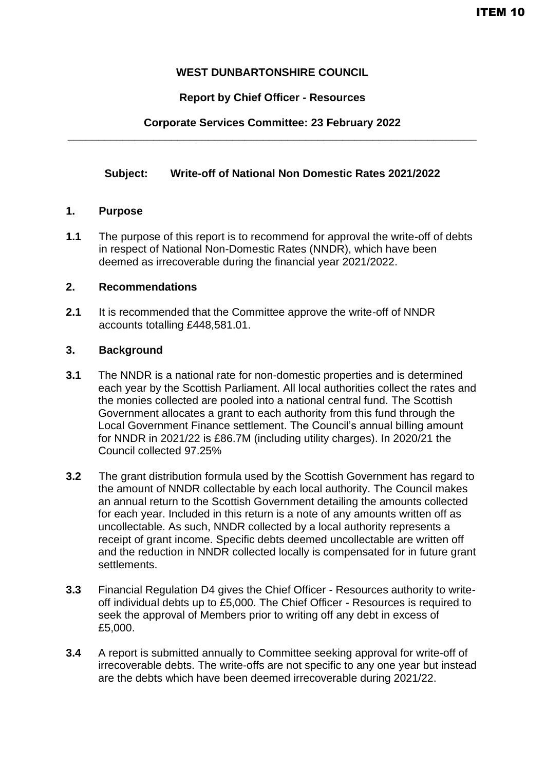ITEM 10

**WEST DUNBARTONSHIRE COUNCIL**

**Report by Chief Officer - Resources**

**Corporate Services Committee: 23 February 2022**

---

**Subject: Write-off of National Non Domestic Rates 2021/2022**

## 1. Purpose

**1.1** The purpose of this report is to recommend for approval the write-off of debts in respect of National Non-Domestic Rates (NNDR), which have been deemed as irrecoverable during the financial year 2021/2022.

## 2. Recommendations

**2.1** It is recommended that the Committee approve the write-off of NNDR accounts totalling £448,581.01.

## 3. Background

**3.1** The NNDR is a national rate for non-domestic properties and is determined each year by the Scottish Parliament. All local authorities collect the rates and the monies collected are pooled into a national central fund. The Scottish Government allocates a grant to each authority from this fund through the Local Government Finance settlement. The Council's annual billing amount for NNDR in 2021/22 is £86.7M (including utility charges). In 2020/21 the Council collected 97.25%

**3.2** The grant distribution formula used by the Scottish Government has regard to the amount of NNDR collectable by each local authority. The Council makes an annual return to the Scottish Government detailing the amounts collected for each year. Included in this return is a note of any amounts written off as uncollectable. As such, NNDR collected by a local authority represents a receipt of grant income. Specific debts deemed uncollectable are written off and the reduction in NNDR collected locally is compensated for in future grant settlements.

**3.3** Financial Regulation D4 gives the Chief Officer - Resources authority to write-off individual debts up to £5,000. The Chief Officer - Resources is required to seek the approval of Members prior to writing off any debt in excess of £5,000.

**3.4** A report is submitted annually to Committee seeking approval for write-off of irrecoverable debts. The write-offs are not specific to any one year but instead are the debts which have been deemed irrecoverable during 2021/22.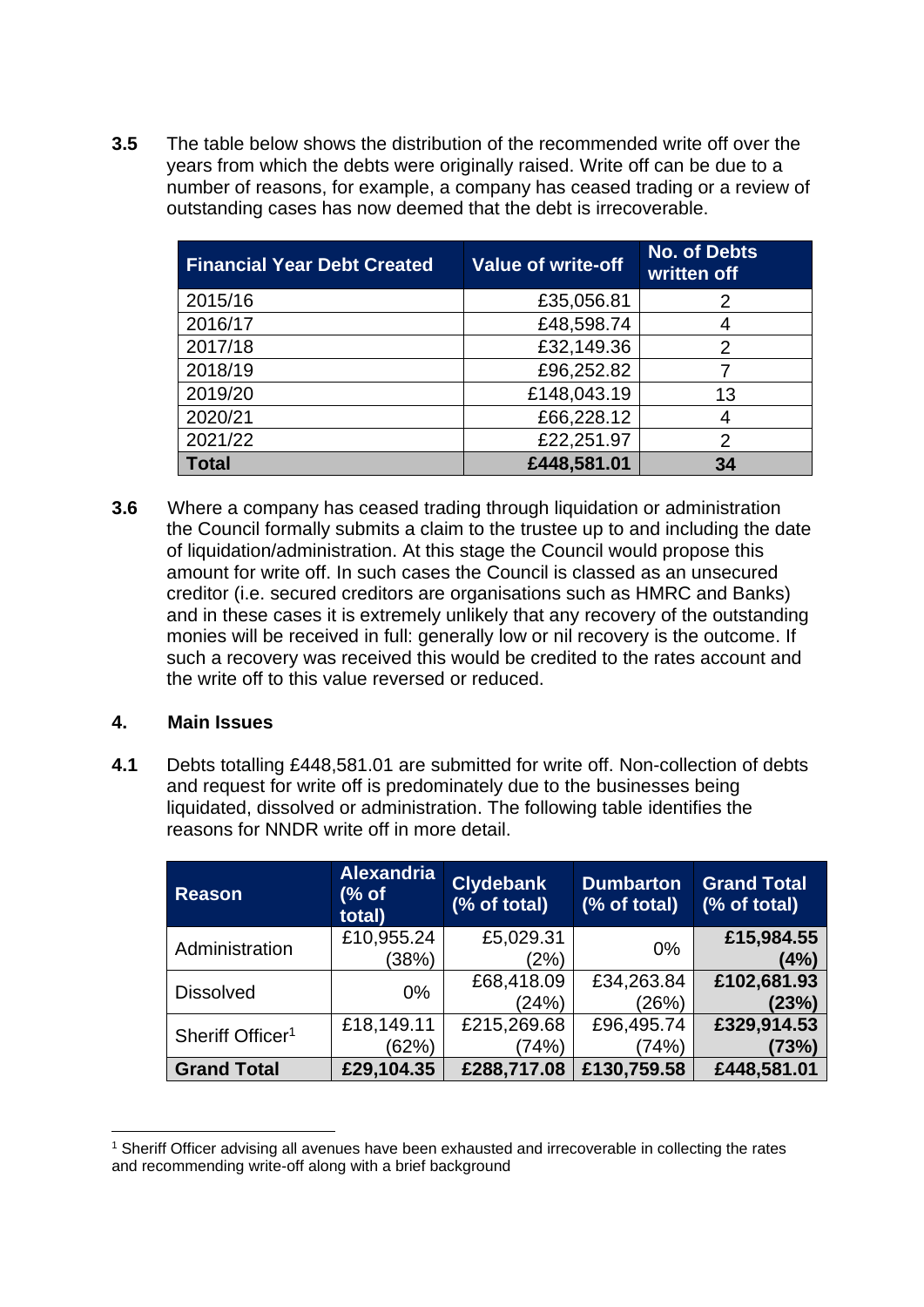**3.5** The table below shows the distribution of the recommended write off over the years from which the debts were originally raised. Write off can be due to a number of reasons, for example, a company has ceased trading or a review of outstanding cases has now deemed that the debt is irrecoverable.

| Financial Year Debt Created | Value of write-off | No. of Debts written off |
|---|---|---|
| 2015/16 | £35,056.81 | 2 |
| 2016/17 | £48,598.74 | 4 |
| 2017/18 | £32,149.36 | 2 |
| 2018/19 | £96,252.82 | 7 |
| 2019/20 | £148,043.19 | 13 |
| 2020/21 | £66,228.12 | 4 |
| 2021/22 | £22,251.97 | 2 |
| **Total** | **£448,581.01** | **34** |

**3.6** Where a company has ceased trading through liquidation or administration the Council formally submits a claim to the trustee up to and including the date of liquidation/administration. At this stage the Council would propose this amount for write off. In such cases the Council is classed as an unsecured creditor (i.e. secured creditors are organisations such as HMRC and Banks) and in these cases it is extremely unlikely that any recovery of the outstanding monies will be received in full: generally low or nil recovery is the outcome. If such a recovery was received this would be credited to the rates account and the write off to this value reversed or reduced.

## 4. Main Issues

**4.1** Debts totalling £448,581.01 are submitted for write off. Non-collection of debts and request for write off is predominately due to the businesses being liquidated, dissolved or administration. The following table identifies the reasons for NNDR write off in more detail.

| Reason | Alexandria (% of total) | Clydebank (% of total) | Dumbarton (% of total) | Grand Total (% of total) |
|---|---|---|---|---|
| Administration | £10,955.24 (38%) | £5,029.31 (2%) | 0% | **£15,984.55 (4%)** |
| Dissolved | 0% | £68,418.09 (24%) | £34,263.84 (26%) | **£102,681.93 (23%)** |
| Sheriff Officer[1] | £18,149.11 (62%) | £215,269.68 (74%) | £96,495.74 (74%) | **£329,914.53 (73%)** |
| **Grand Total** | **£29,104.35** | **£288,717.08** | **£130,759.58** | **£448,581.01** |

[1] Sheriff Officer advising all avenues have been exhausted and irrecoverable in collecting the rates and recommending write-off along with a brief background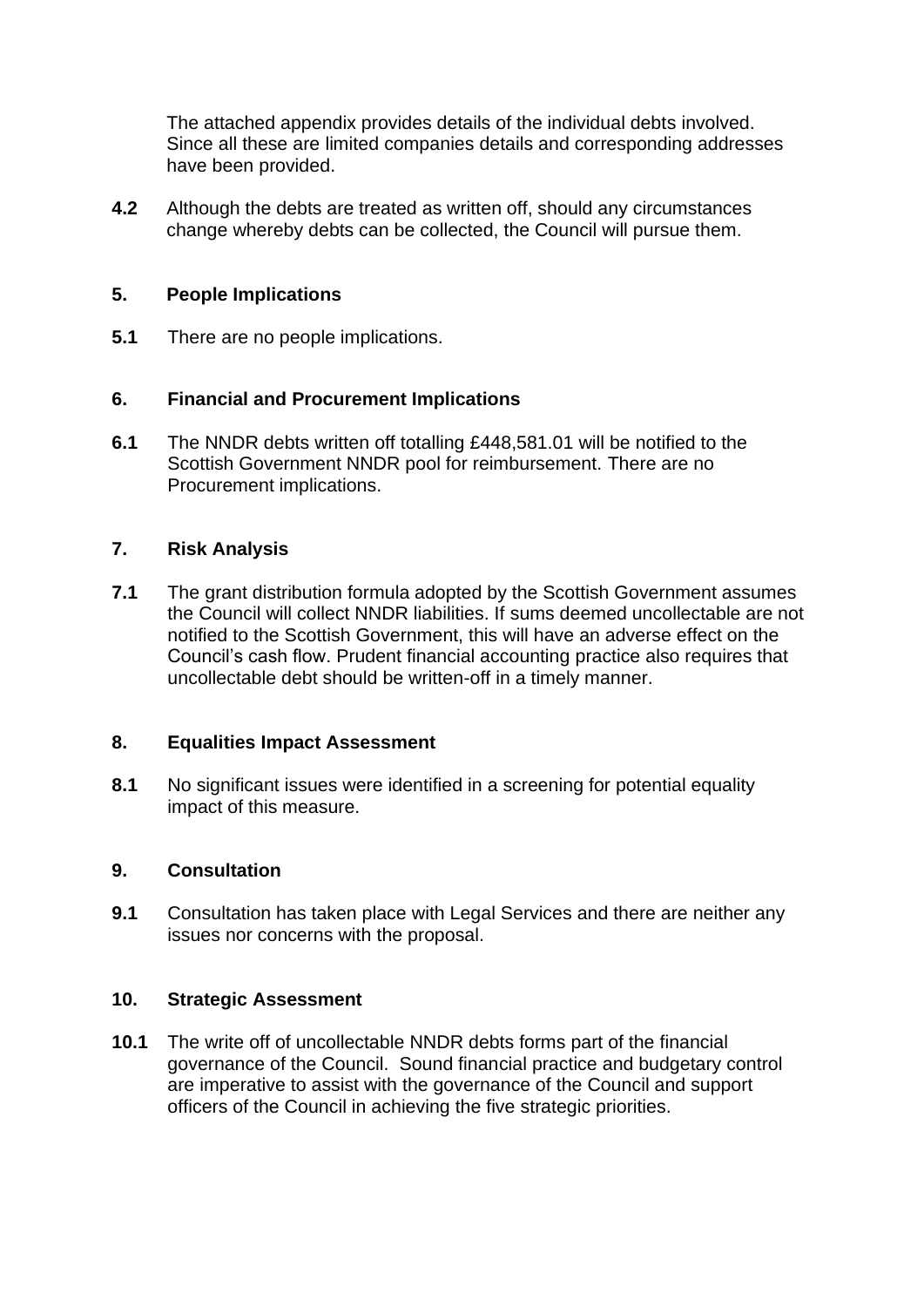The attached appendix provides details of the individual debts involved. Since all these are limited companies details and corresponding addresses have been provided.

**4.2** Although the debts are treated as written off, should any circumstances change whereby debts can be collected, the Council will pursue them.

## 5. People Implications

**5.1** There are no people implications.

## 6. Financial and Procurement Implications

**6.1** The NNDR debts written off totalling £448,581.01 will be notified to the Scottish Government NNDR pool for reimbursement. There are no Procurement implications.

## 7. Risk Analysis

**7.1** The grant distribution formula adopted by the Scottish Government assumes the Council will collect NNDR liabilities. If sums deemed uncollectable are not notified to the Scottish Government, this will have an adverse effect on the Council's cash flow. Prudent financial accounting practice also requires that uncollectable debt should be written-off in a timely manner.

## 8. Equalities Impact Assessment

**8.1** No significant issues were identified in a screening for potential equality impact of this measure.

## 9. Consultation

**9.1** Consultation has taken place with Legal Services and there are neither any issues nor concerns with the proposal.

## 10. Strategic Assessment

**10.1** The write off of uncollectable NNDR debts forms part of the financial governance of the Council. Sound financial practice and budgetary control are imperative to assist with the governance of the Council and support officers of the Council in achieving the five strategic priorities.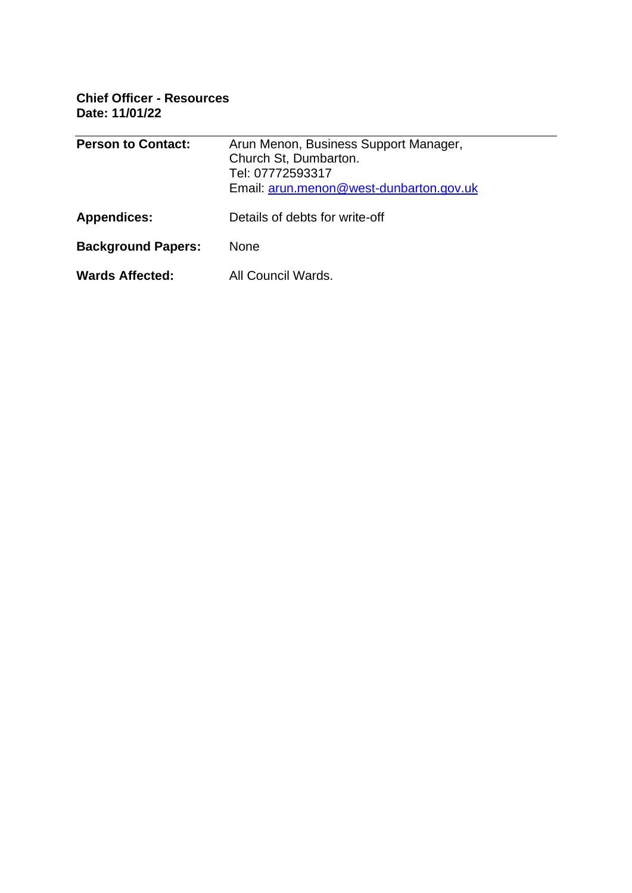**Chief Officer - Resources**
**Date: 11/01/22**

---

| | |
|---|---|
| **Person to Contact:** | Arun Menon, Business Support Manager, Church St, Dumbarton. Tel: 07772593317 Email: [arun.menon@west-dunbarton.gov.uk](mailto:arun.menon@west-dunbarton.gov.uk) |
| **Appendices:** | Details of debts for write-off |
| **Background Papers:** | None |
| **Wards Affected:** | All Council Wards. |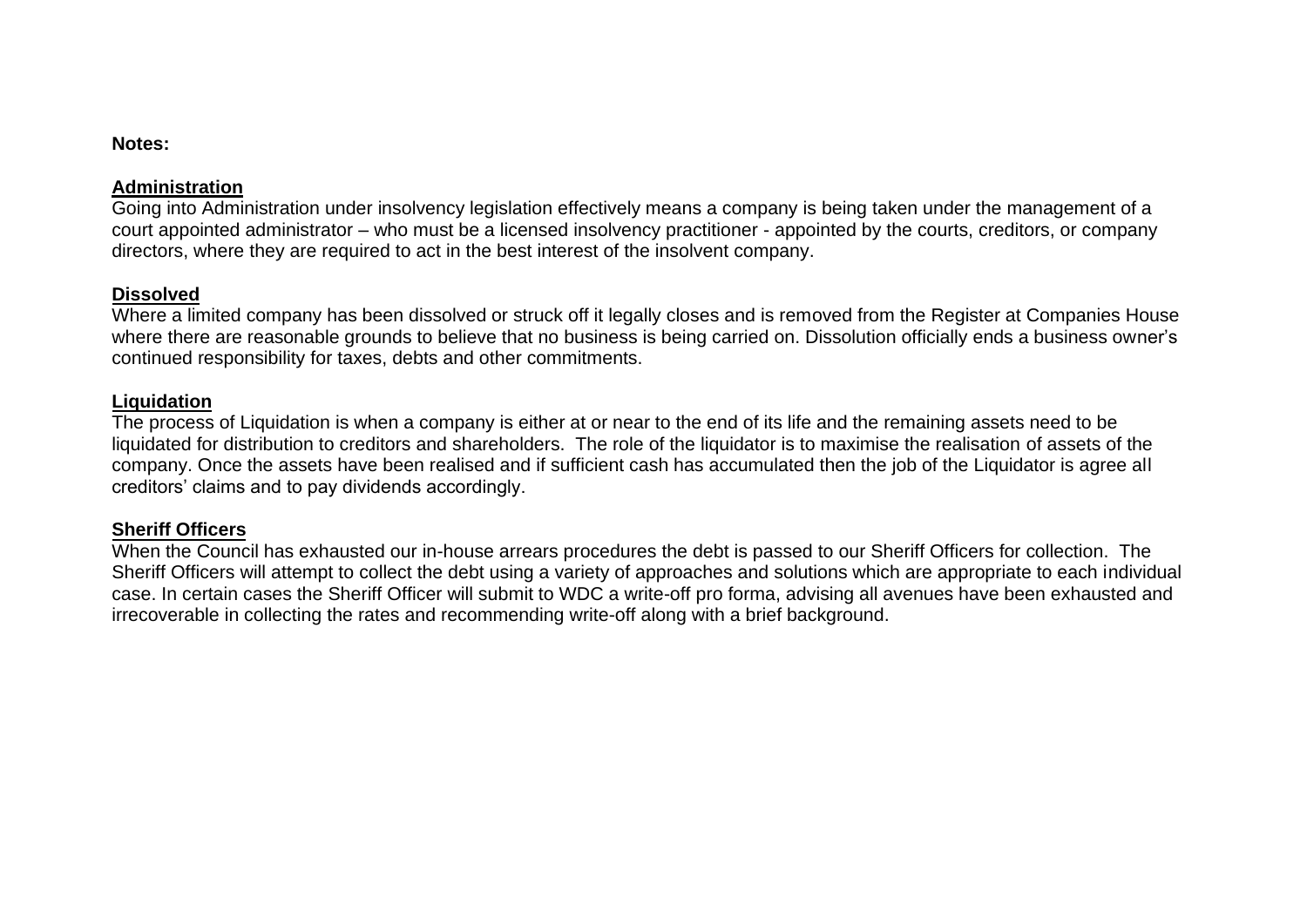**Notes:**

**Administration**

Going into Administration under insolvency legislation effectively means a company is being taken under the management of a court appointed administrator – who must be a licensed insolvency practitioner - appointed by the courts, creditors, or company directors, where they are required to act in the best interest of the insolvent company.

**Dissolved**

Where a limited company has been dissolved or struck off it legally closes and is removed from the Register at Companies House where there are reasonable grounds to believe that no business is being carried on. Dissolution officially ends a business owner's continued responsibility for taxes, debts and other commitments.

**Liquidation**

The process of Liquidation is when a company is either at or near to the end of its life and the remaining assets need to be liquidated for distribution to creditors and shareholders. The role of the liquidator is to maximise the realisation of assets of the company. Once the assets have been realised and if sufficient cash has accumulated then the job of the Liquidator is agree all creditors' claims and to pay dividends accordingly.

**Sheriff Officers**

When the Council has exhausted our in-house arrears procedures the debt is passed to our Sheriff Officers for collection. The Sheriff Officers will attempt to collect the debt using a variety of approaches and solutions which are appropriate to each individual case. In certain cases the Sheriff Officer will submit to WDC a write-off pro forma, advising all avenues have been exhausted and irrecoverable in collecting the rates and recommending write-off along with a brief background.